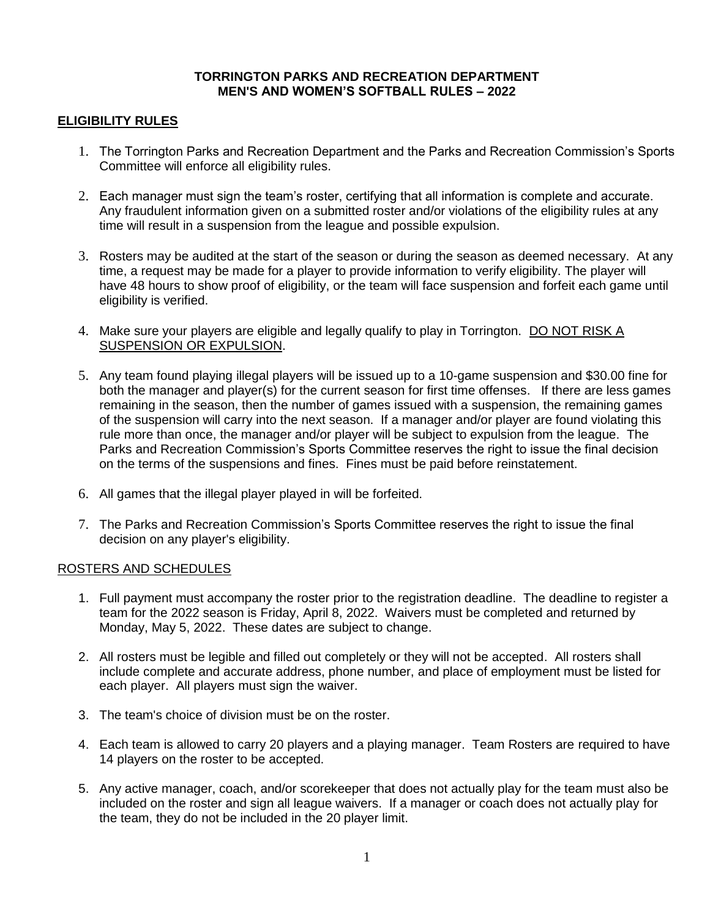**TORRINGTON PARKS AND RECREATION DEPARTMENT**
**MEN'S AND WOMEN'S SOFTBALL RULES – 2022**

## <u>ELIGIBILITY RULES</u>

1. The Torrington Parks and Recreation Department and the Parks and Recreation Commission's Sports Committee will enforce all eligibility rules.

2. Each manager must sign the team's roster, certifying that all information is complete and accurate. Any fraudulent information given on a submitted roster and/or violations of the eligibility rules at any time will result in a suspension from the league and possible expulsion.

3. Rosters may be audited at the start of the season or during the season as deemed necessary. At any time, a request may be made for a player to provide information to verify eligibility. The player will have 48 hours to show proof of eligibility, or the team will face suspension and forfeit each game until eligibility is verified.

4. Make sure your players are eligible and legally qualify to play in Torrington. <u>DO NOT RISK A SUSPENSION OR EXPULSION</u>.

5. Any team found playing illegal players will be issued up to a 10-game suspension and $30.00 fine for both the manager and player(s) for the current season for first time offenses. If there are less games remaining in the season, then the number of games issued with a suspension, the remaining games of the suspension will carry into the next season. If a manager and/or player are found violating this rule more than once, the manager and/or player will be subject to expulsion from the league. The Parks and Recreation Commission's Sports Committee reserves the right to issue the final decision on the terms of the suspensions and fines. Fines must be paid before reinstatement.

6. All games that the illegal player played in will be forfeited.

7. The Parks and Recreation Commission's Sports Committee reserves the right to issue the final decision on any player's eligibility.

## <u>ROSTERS AND SCHEDULES</u>

1. Full payment must accompany the roster prior to the registration deadline. The deadline to register a team for the 2022 season is Friday, April 8, 2022. Waivers must be completed and returned by Monday, May 5, 2022. These dates are subject to change.

2. All rosters must be legible and filled out completely or they will not be accepted. All rosters shall include complete and accurate address, phone number, and place of employment must be listed for each player. All players must sign the waiver.

3. The team's choice of division must be on the roster.

4. Each team is allowed to carry 20 players and a playing manager. Team Rosters are required to have 14 players on the roster to be accepted.

5. Any active manager, coach, and/or scorekeeper that does not actually play for the team must also be included on the roster and sign all league waivers. If a manager or coach does not actually play for the team, they do not be included in the 20 player limit.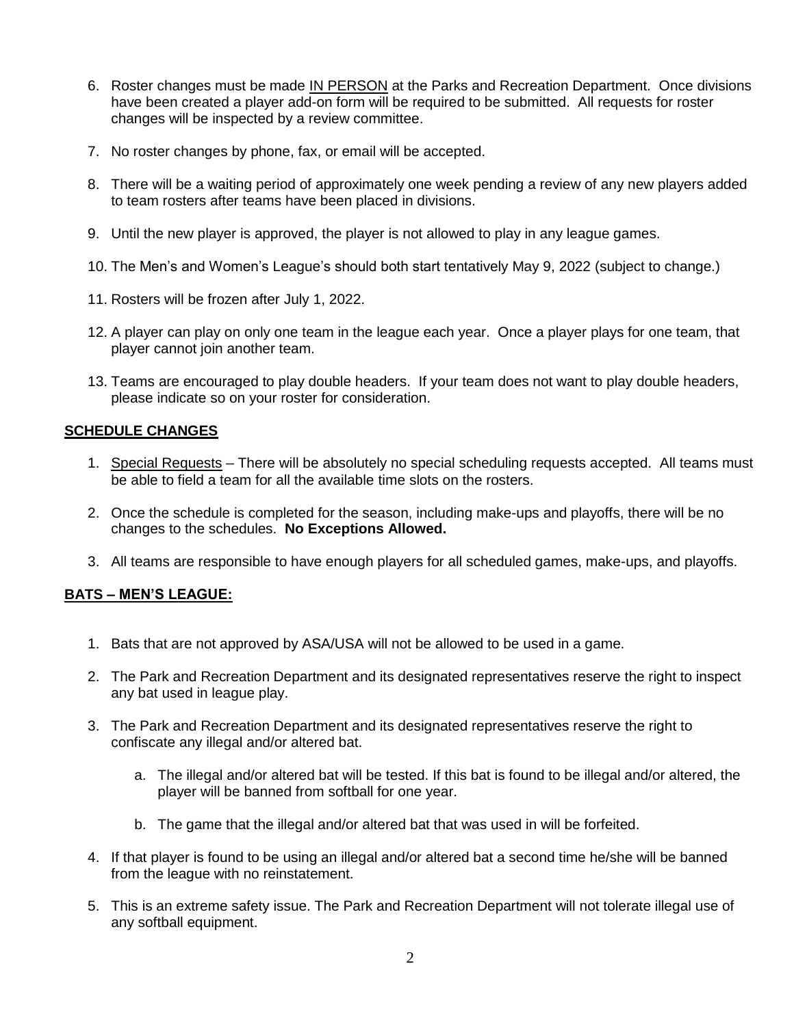6. Roster changes must be made IN PERSON at the Parks and Recreation Department. Once divisions have been created a player add-on form will be required to be submitted. All requests for roster changes will be inspected by a review committee.
7. No roster changes by phone, fax, or email will be accepted.
8. There will be a waiting period of approximately one week pending a review of any new players added to team rosters after teams have been placed in divisions.
9. Until the new player is approved, the player is not allowed to play in any league games.
10. The Men's and Women's League's should both start tentatively May 9, 2022 (subject to change.)
11. Rosters will be frozen after July 1, 2022.
12. A player can play on only one team in the league each year. Once a player plays for one team, that player cannot join another team.
13. Teams are encouraged to play double headers. If your team does not want to play double headers, please indicate so on your roster for consideration.

## SCHEDULE CHANGES

1. Special Requests – There will be absolutely no special scheduling requests accepted. All teams must be able to field a team for all the available time slots on the rosters.
2. Once the schedule is completed for the season, including make-ups and playoffs, there will be no changes to the schedules. **No Exceptions Allowed.**
3. All teams are responsible to have enough players for all scheduled games, make-ups, and playoffs.

## BATS – MEN'S LEAGUE:

1. Bats that are not approved by ASA/USA will not be allowed to be used in a game.
2. The Park and Recreation Department and its designated representatives reserve the right to inspect any bat used in league play.
3. The Park and Recreation Department and its designated representatives reserve the right to confiscate any illegal and/or altered bat.
    a. The illegal and/or altered bat will be tested. If this bat is found to be illegal and/or altered, the player will be banned from softball for one year.
    b. The game that the illegal and/or altered bat that was used in will be forfeited.
4. If that player is found to be using an illegal and/or altered bat a second time he/she will be banned from the league with no reinstatement.
5. This is an extreme safety issue. The Park and Recreation Department will not tolerate illegal use of any softball equipment.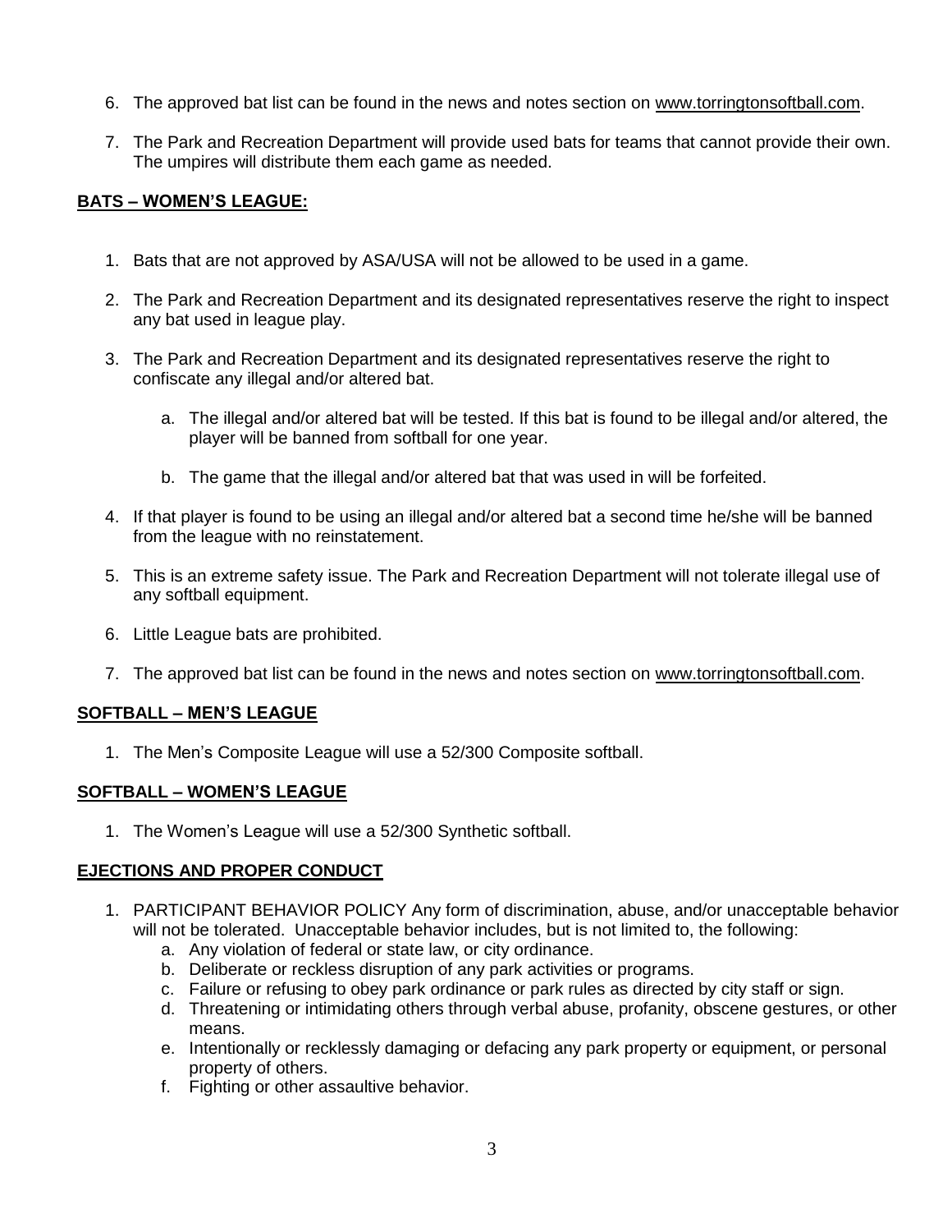6. The approved bat list can be found in the news and notes section on www.torringtonsoftball.com.

7. The Park and Recreation Department will provide used bats for teams that cannot provide their own. The umpires will distribute them each game as needed.

**BATS – WOMEN'S LEAGUE:**

1. Bats that are not approved by ASA/USA will not be allowed to be used in a game.

2. The Park and Recreation Department and its designated representatives reserve the right to inspect any bat used in league play.

3. The Park and Recreation Department and its designated representatives reserve the right to confiscate any illegal and/or altered bat.

    a. The illegal and/or altered bat will be tested. If this bat is found to be illegal and/or altered, the player will be banned from softball for one year.

    b. The game that the illegal and/or altered bat that was used in will be forfeited.

4. If that player is found to be using an illegal and/or altered bat a second time he/she will be banned from the league with no reinstatement.

5. This is an extreme safety issue. The Park and Recreation Department will not tolerate illegal use of any softball equipment.

6. Little League bats are prohibited.

7. The approved bat list can be found in the news and notes section on www.torringtonsoftball.com.

**SOFTBALL – MEN'S LEAGUE**

1. The Men's Composite League will use a 52/300 Composite softball.

**SOFTBALL – WOMEN'S LEAGUE**

1. The Women's League will use a 52/300 Synthetic softball.

**EJECTIONS AND PROPER CONDUCT**

1. PARTICIPANT BEHAVIOR POLICY Any form of discrimination, abuse, and/or unacceptable behavior will not be tolerated. Unacceptable behavior includes, but is not limited to, the following:
    a. Any violation of federal or state law, or city ordinance.
    b. Deliberate or reckless disruption of any park activities or programs.
    c. Failure or refusing to obey park ordinance or park rules as directed by city staff or sign.
    d. Threatening or intimidating others through verbal abuse, profanity, obscene gestures, or other means.
    e. Intentionally or recklessly damaging or defacing any park property or equipment, or personal property of others.
    f. Fighting or other assaultive behavior.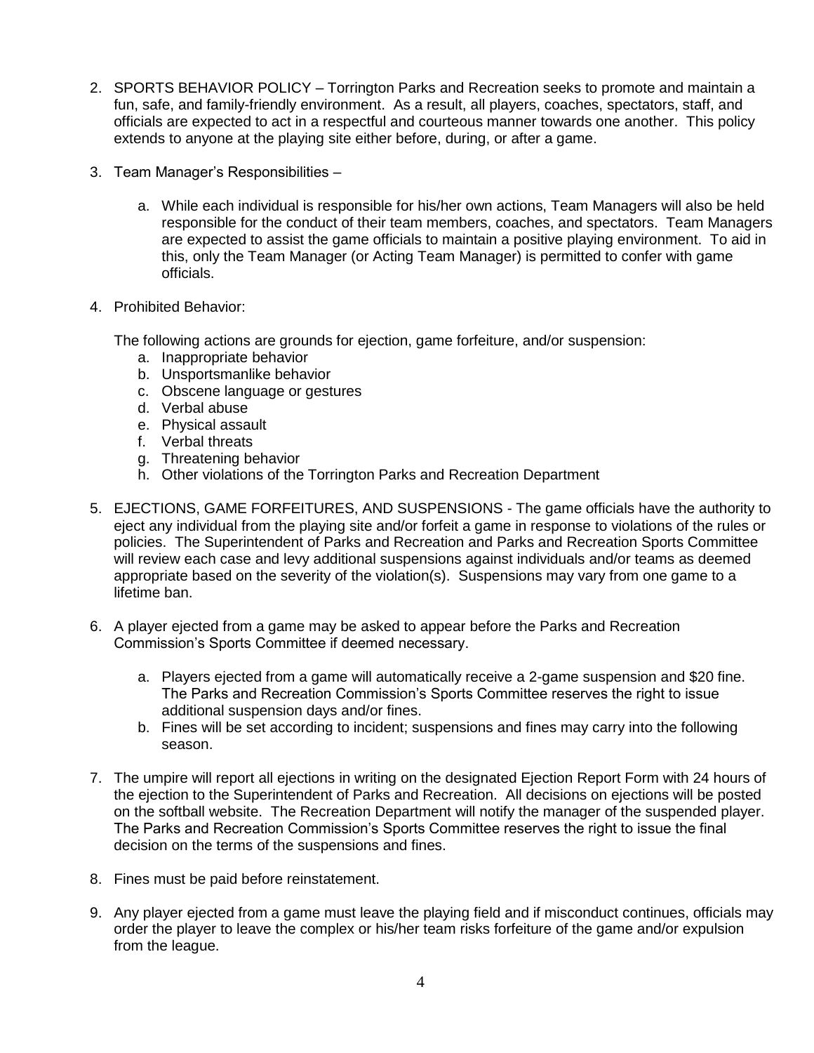2. SPORTS BEHAVIOR POLICY – Torrington Parks and Recreation seeks to promote and maintain a fun, safe, and family-friendly environment. As a result, all players, coaches, spectators, staff, and officials are expected to act in a respectful and courteous manner towards one another. This policy extends to anyone at the playing site either before, during, or after a game.

3. Team Manager's Responsibilities –

   a. While each individual is responsible for his/her own actions, Team Managers will also be held responsible for the conduct of their team members, coaches, and spectators. Team Managers are expected to assist the game officials to maintain a positive playing environment. To aid in this, only the Team Manager (or Acting Team Manager) is permitted to confer with game officials.

4. Prohibited Behavior:

   The following actions are grounds for ejection, game forfeiture, and/or suspension:

   a. Inappropriate behavior
   b. Unsportsmanlike behavior
   c. Obscene language or gestures
   d. Verbal abuse
   e. Physical assault
   f. Verbal threats
   g. Threatening behavior
   h. Other violations of the Torrington Parks and Recreation Department

5. EJECTIONS, GAME FORFEITURES, AND SUSPENSIONS - The game officials have the authority to eject any individual from the playing site and/or forfeit a game in response to violations of the rules or policies. The Superintendent of Parks and Recreation and Parks and Recreation Sports Committee will review each case and levy additional suspensions against individuals and/or teams as deemed appropriate based on the severity of the violation(s). Suspensions may vary from one game to a lifetime ban.

6. A player ejected from a game may be asked to appear before the Parks and Recreation Commission's Sports Committee if deemed necessary.

   a. Players ejected from a game will automatically receive a 2-game suspension and $20 fine. The Parks and Recreation Commission's Sports Committee reserves the right to issue additional suspension days and/or fines.
   b. Fines will be set according to incident; suspensions and fines may carry into the following season.

7. The umpire will report all ejections in writing on the designated Ejection Report Form with 24 hours of the ejection to the Superintendent of Parks and Recreation. All decisions on ejections will be posted on the softball website. The Recreation Department will notify the manager of the suspended player. The Parks and Recreation Commission's Sports Committee reserves the right to issue the final decision on the terms of the suspensions and fines.

8. Fines must be paid before reinstatement.

9. Any player ejected from a game must leave the playing field and if misconduct continues, officials may order the player to leave the complex or his/her team risks forfeiture of the game and/or expulsion from the league.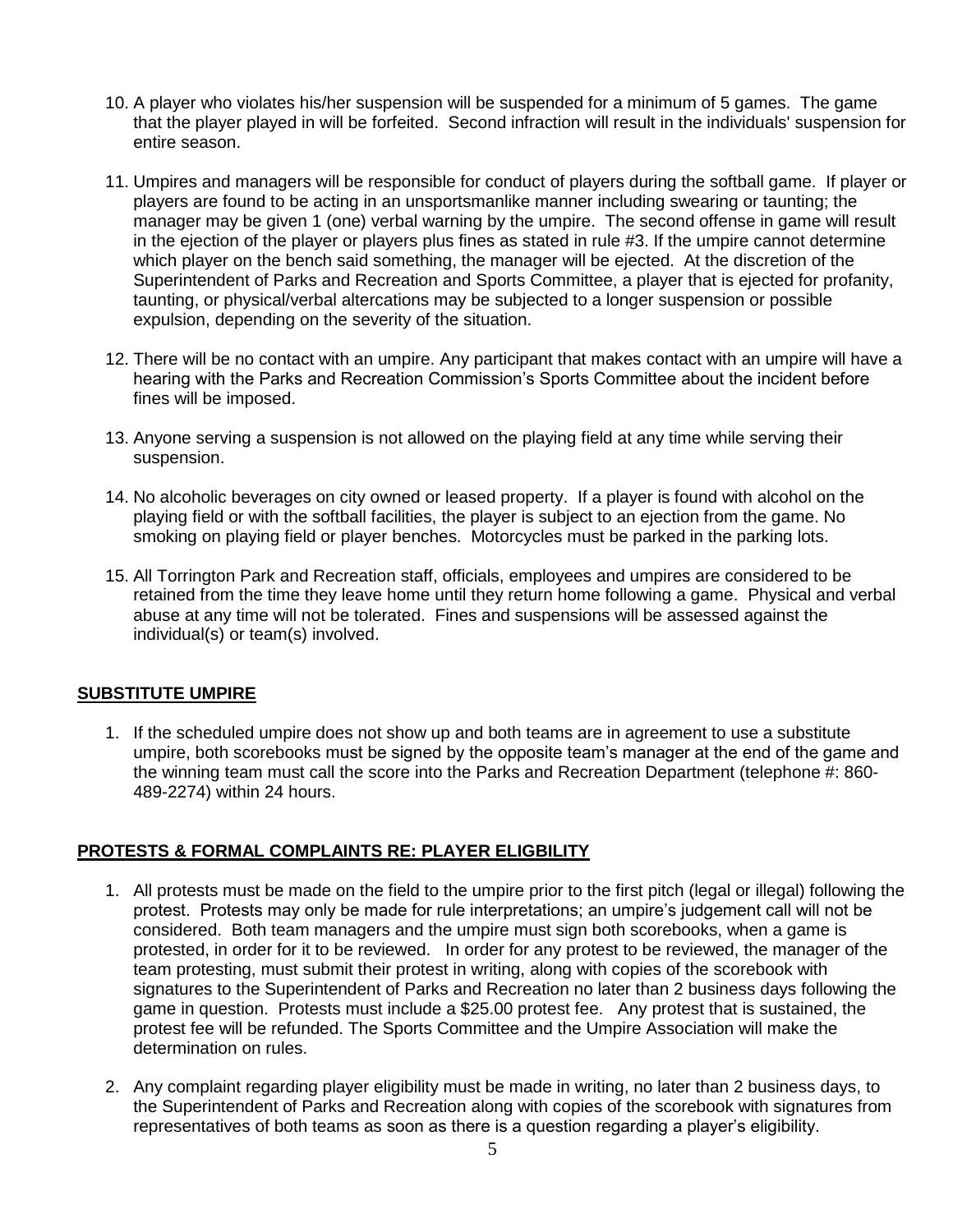10. A player who violates his/her suspension will be suspended for a minimum of 5 games. The game that the player played in will be forfeited. Second infraction will result in the individuals' suspension for entire season.

11. Umpires and managers will be responsible for conduct of players during the softball game. If player or players are found to be acting in an unsportsmanlike manner including swearing or taunting; the manager may be given 1 (one) verbal warning by the umpire. The second offense in game will result in the ejection of the player or players plus fines as stated in rule #3. If the umpire cannot determine which player on the bench said something, the manager will be ejected. At the discretion of the Superintendent of Parks and Recreation and Sports Committee, a player that is ejected for profanity, taunting, or physical/verbal altercations may be subjected to a longer suspension or possible expulsion, depending on the severity of the situation.

12. There will be no contact with an umpire. Any participant that makes contact with an umpire will have a hearing with the Parks and Recreation Commission's Sports Committee about the incident before fines will be imposed.

13. Anyone serving a suspension is not allowed on the playing field at any time while serving their suspension.

14. No alcoholic beverages on city owned or leased property. If a player is found with alcohol on the playing field or with the softball facilities, the player is subject to an ejection from the game. No smoking on playing field or player benches. Motorcycles must be parked in the parking lots.

15. All Torrington Park and Recreation staff, officials, employees and umpires are considered to be retained from the time they leave home until they return home following a game. Physical and verbal abuse at any time will not be tolerated. Fines and suspensions will be assessed against the individual(s) or team(s) involved.

**SUBSTITUTE UMPIRE**

1. If the scheduled umpire does not show up and both teams are in agreement to use a substitute umpire, both scorebooks must be signed by the opposite team's manager at the end of the game and the winning team must call the score into the Parks and Recreation Department (telephone #: 860-489-2274) within 24 hours.

**PROTESTS & FORMAL COMPLAINTS RE: PLAYER ELIGBILITY**

1. All protests must be made on the field to the umpire prior to the first pitch (legal or illegal) following the protest. Protests may only be made for rule interpretations; an umpire's judgement call will not be considered. Both team managers and the umpire must sign both scorebooks, when a game is protested, in order for it to be reviewed. In order for any protest to be reviewed, the manager of the team protesting, must submit their protest in writing, along with copies of the scorebook with signatures to the Superintendent of Parks and Recreation no later than 2 business days following the game in question. Protests must include a $25.00 protest fee. Any protest that is sustained, the protest fee will be refunded. The Sports Committee and the Umpire Association will make the determination on rules.

2. Any complaint regarding player eligibility must be made in writing, no later than 2 business days, to the Superintendent of Parks and Recreation along with copies of the scorebook with signatures from representatives of both teams as soon as there is a question regarding a player's eligibility.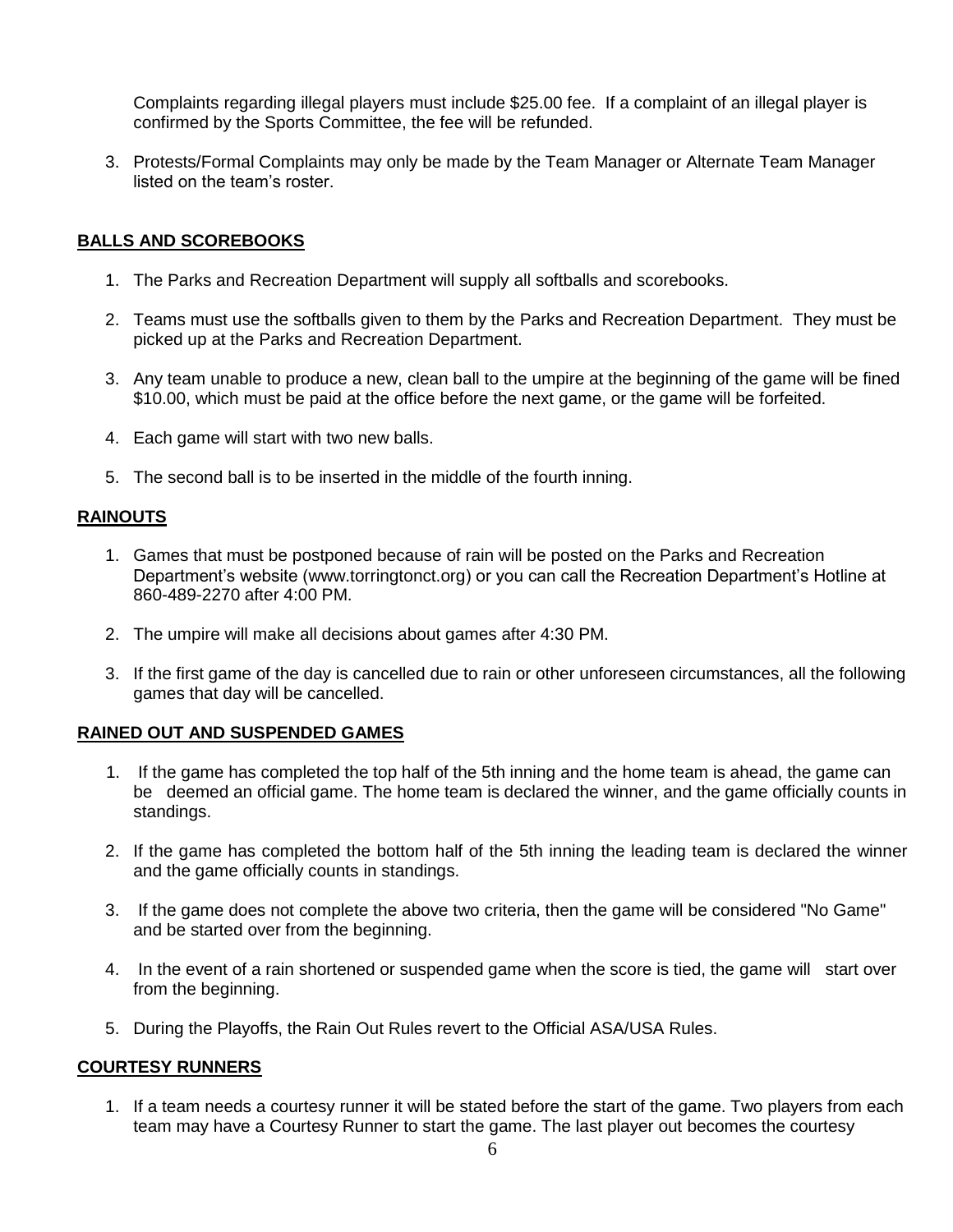Complaints regarding illegal players must include $25.00 fee. If a complaint of an illegal player is confirmed by the Sports Committee, the fee will be refunded.

3. Protests/Formal Complaints may only be made by the Team Manager or Alternate Team Manager listed on the team's roster.

## BALLS AND SCOREBOOKS

1. The Parks and Recreation Department will supply all softballs and scorebooks.
2. Teams must use the softballs given to them by the Parks and Recreation Department. They must be picked up at the Parks and Recreation Department.
3. Any team unable to produce a new, clean ball to the umpire at the beginning of the game will be fined $10.00, which must be paid at the office before the next game, or the game will be forfeited.
4. Each game will start with two new balls.
5. The second ball is to be inserted in the middle of the fourth inning.

## RAINOUTS

1. Games that must be postponed because of rain will be posted on the Parks and Recreation Department's website (www.torringtonct.org) or you can call the Recreation Department's Hotline at 860-489-2270 after 4:00 PM.
2. The umpire will make all decisions about games after 4:30 PM.
3. If the first game of the day is cancelled due to rain or other unforeseen circumstances, all the following games that day will be cancelled.

## RAINED OUT AND SUSPENDED GAMES

1. If the game has completed the top half of the 5th inning and the home team is ahead, the game can be deemed an official game. The home team is declared the winner, and the game officially counts in standings.
2. If the game has completed the bottom half of the 5th inning the leading team is declared the winner and the game officially counts in standings.
3. If the game does not complete the above two criteria, then the game will be considered "No Game" and be started over from the beginning.
4. In the event of a rain shortened or suspended game when the score is tied, the game will start over from the beginning.
5. During the Playoffs, the Rain Out Rules revert to the Official ASA/USA Rules.

## COURTESY RUNNERS

1. If a team needs a courtesy runner it will be stated before the start of the game. Two players from each team may have a Courtesy Runner to start the game. The last player out becomes the courtesy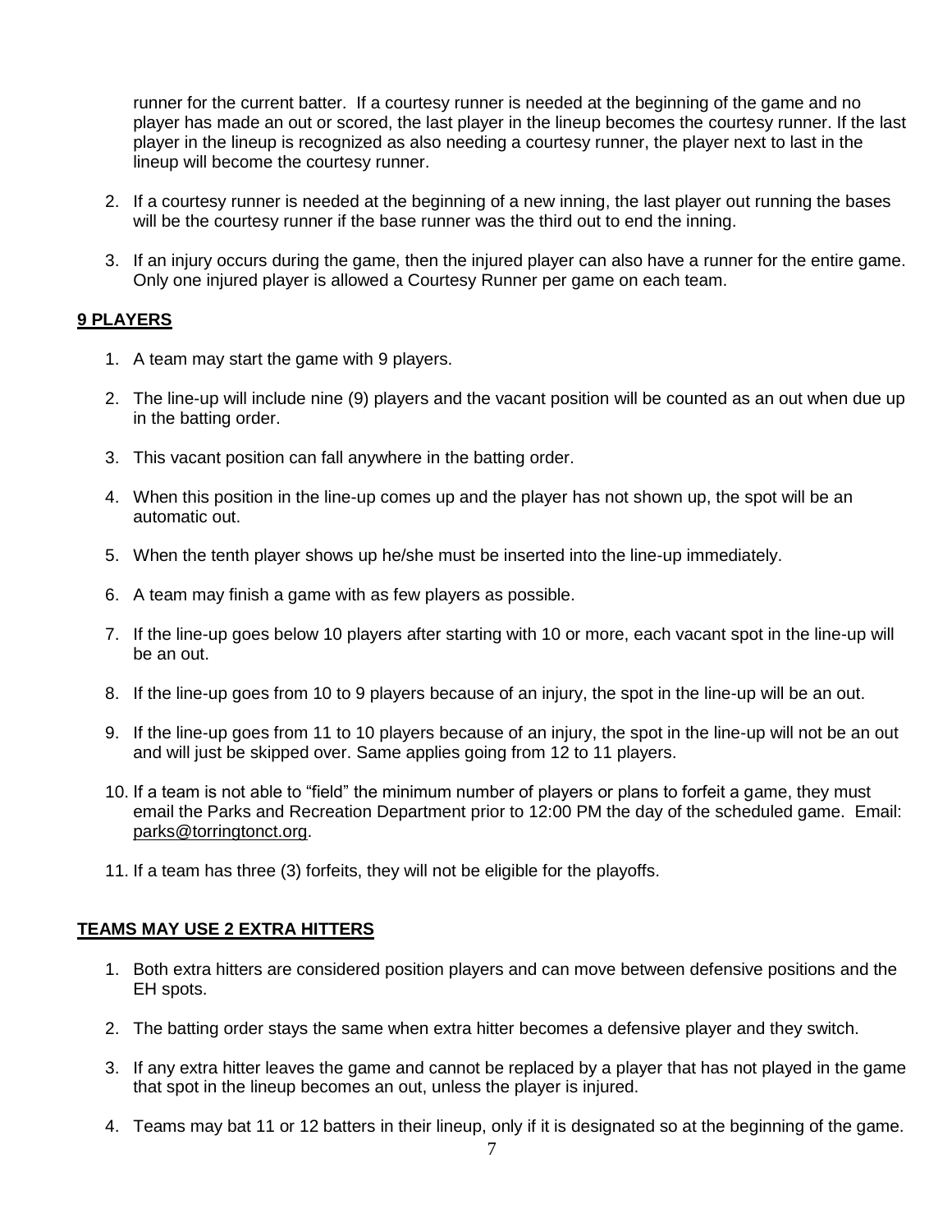runner for the current batter. If a courtesy runner is needed at the beginning of the game and no player has made an out or scored, the last player in the lineup becomes the courtesy runner. If the last player in the lineup is recognized as also needing a courtesy runner, the player next to last in the lineup will become the courtesy runner.

2. If a courtesy runner is needed at the beginning of a new inning, the last player out running the bases will be the courtesy runner if the base runner was the third out to end the inning.

3. If an injury occurs during the game, then the injured player can also have a runner for the entire game. Only one injured player is allowed a Courtesy Runner per game on each team.

## 9 PLAYERS

1. A team may start the game with 9 players.

2. The line-up will include nine (9) players and the vacant position will be counted as an out when due up in the batting order.

3. This vacant position can fall anywhere in the batting order.

4. When this position in the line-up comes up and the player has not shown up, the spot will be an automatic out.

5. When the tenth player shows up he/she must be inserted into the line-up immediately.

6. A team may finish a game with as few players as possible.

7. If the line-up goes below 10 players after starting with 10 or more, each vacant spot in the line-up will be an out.

8. If the line-up goes from 10 to 9 players because of an injury, the spot in the line-up will be an out.

9. If the line-up goes from 11 to 10 players because of an injury, the spot in the line-up will not be an out and will just be skipped over. Same applies going from 12 to 11 players.

10. If a team is not able to "field" the minimum number of players or plans to forfeit a game, they must email the Parks and Recreation Department prior to 12:00 PM the day of the scheduled game. Email: parks@torringtonct.org.

11. If a team has three (3) forfeits, they will not be eligible for the playoffs.

## TEAMS MAY USE 2 EXTRA HITTERS

1. Both extra hitters are considered position players and can move between defensive positions and the EH spots.

2. The batting order stays the same when extra hitter becomes a defensive player and they switch.

3. If any extra hitter leaves the game and cannot be replaced by a player that has not played in the game that spot in the lineup becomes an out, unless the player is injured.

4. Teams may bat 11 or 12 batters in their lineup, only if it is designated so at the beginning of the game.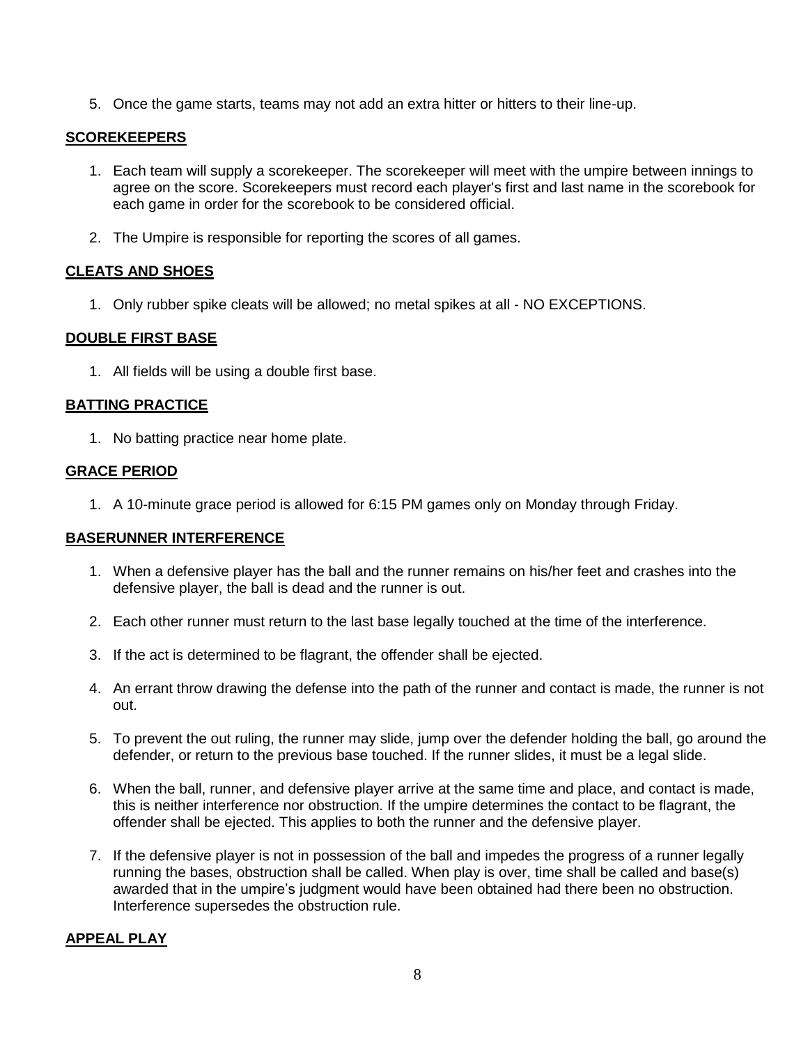5. Once the game starts, teams may not add an extra hitter or hitters to their line-up.

## SCOREKEEPERS

1. Each team will supply a scorekeeper. The scorekeeper will meet with the umpire between innings to agree on the score. Scorekeepers must record each player's first and last name in the scorebook for each game in order for the scorebook to be considered official.
2. The Umpire is responsible for reporting the scores of all games.

## CLEATS AND SHOES

1. Only rubber spike cleats will be allowed; no metal spikes at all - NO EXCEPTIONS.

## DOUBLE FIRST BASE

1. All fields will be using a double first base.

## BATTING PRACTICE

1. No batting practice near home plate.

## GRACE PERIOD

1. A 10-minute grace period is allowed for 6:15 PM games only on Monday through Friday.

## BASERUNNER INTERFERENCE

1. When a defensive player has the ball and the runner remains on his/her feet and crashes into the defensive player, the ball is dead and the runner is out.
2. Each other runner must return to the last base legally touched at the time of the interference.
3. If the act is determined to be flagrant, the offender shall be ejected.
4. An errant throw drawing the defense into the path of the runner and contact is made, the runner is not out.
5. To prevent the out ruling, the runner may slide, jump over the defender holding the ball, go around the defender, or return to the previous base touched. If the runner slides, it must be a legal slide.
6. When the ball, runner, and defensive player arrive at the same time and place, and contact is made, this is neither interference nor obstruction. If the umpire determines the contact to be flagrant, the offender shall be ejected. This applies to both the runner and the defensive player.
7. If the defensive player is not in possession of the ball and impedes the progress of a runner legally running the bases, obstruction shall be called. When play is over, time shall be called and base(s) awarded that in the umpire's judgment would have been obtained had there been no obstruction. Interference supersedes the obstruction rule.

## APPEAL PLAY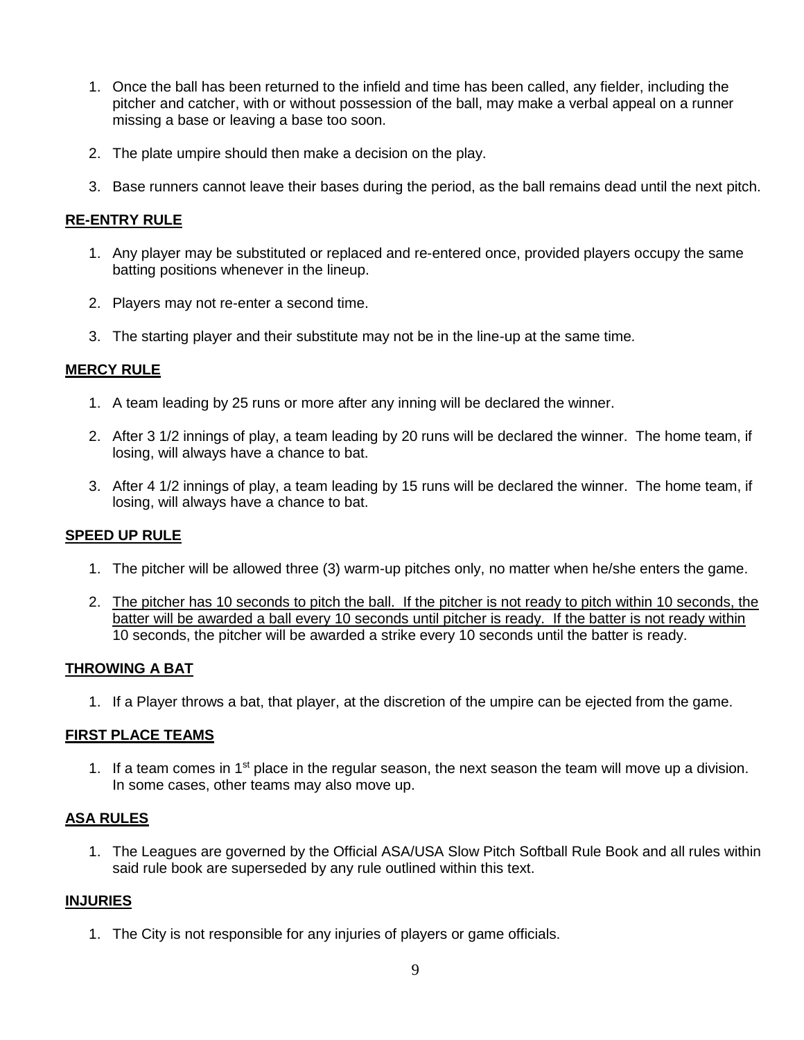1. Once the ball has been returned to the infield and time has been called, any fielder, including the pitcher and catcher, with or without possession of the ball, may make a verbal appeal on a runner missing a base or leaving a base too soon.
2. The plate umpire should then make a decision on the play.
3. Base runners cannot leave their bases during the period, as the ball remains dead until the next pitch.

## RE-ENTRY RULE

1. Any player may be substituted or replaced and re-entered once, provided players occupy the same batting positions whenever in the lineup.
2. Players may not re-enter a second time.
3. The starting player and their substitute may not be in the line-up at the same time.

## MERCY RULE

1. A team leading by 25 runs or more after any inning will be declared the winner.
2. After 3 1/2 innings of play, a team leading by 20 runs will be declared the winner. The home team, if losing, will always have a chance to bat.
3. After 4 1/2 innings of play, a team leading by 15 runs will be declared the winner. The home team, if losing, will always have a chance to bat.

## SPEED UP RULE

1. The pitcher will be allowed three (3) warm-up pitches only, no matter when he/she enters the game.
2. <u>The pitcher has 10 seconds to pitch the ball. If the pitcher is not ready to pitch within 10 seconds, the batter will be awarded a ball every 10 seconds until pitcher is ready. If the batter is not ready within</u> 10 seconds, the pitcher will be awarded a strike every 10 seconds until the batter is ready.

## THROWING A BAT

1. If a Player throws a bat, that player, at the discretion of the umpire can be ejected from the game.

## FIRST PLACE TEAMS

1. If a team comes in 1st place in the regular season, the next season the team will move up a division. In some cases, other teams may also move up.

## ASA RULES

1. The Leagues are governed by the Official ASA/USA Slow Pitch Softball Rule Book and all rules within said rule book are superseded by any rule outlined within this text.

## INJURIES

1. The City is not responsible for any injuries of players or game officials.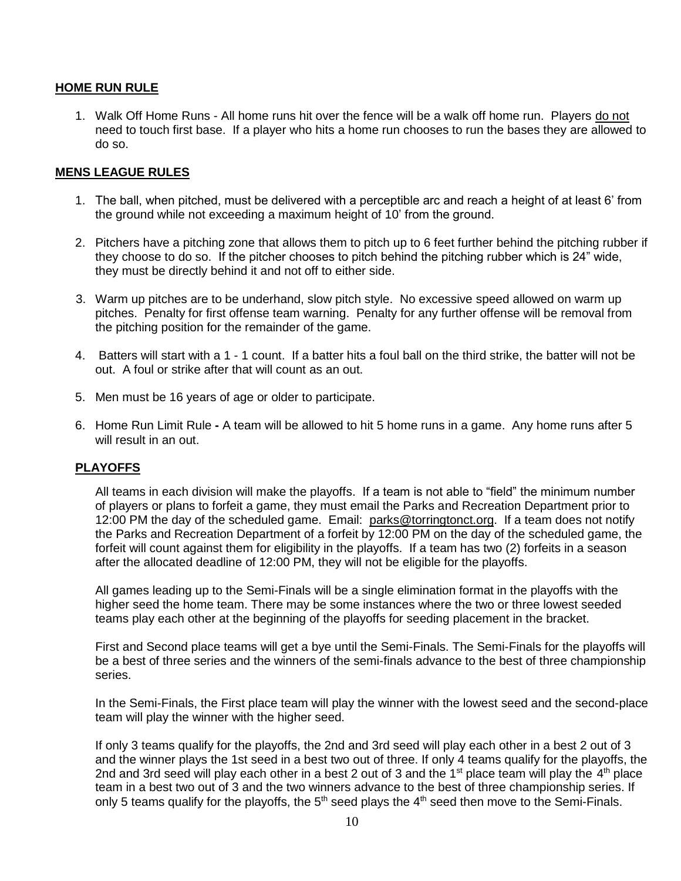## HOME RUN RULE

1. Walk Off Home Runs - All home runs hit over the fence will be a walk off home run. Players do not need to touch first base. If a player who hits a home run chooses to run the bases they are allowed to do so.

## MENS LEAGUE RULES

1. The ball, when pitched, must be delivered with a perceptible arc and reach a height of at least 6' from the ground while not exceeding a maximum height of 10' from the ground.
2. Pitchers have a pitching zone that allows them to pitch up to 6 feet further behind the pitching rubber if they choose to do so. If the pitcher chooses to pitch behind the pitching rubber which is 24" wide, they must be directly behind it and not off to either side.
3. Warm up pitches are to be underhand, slow pitch style. No excessive speed allowed on warm up pitches. Penalty for first offense team warning. Penalty for any further offense will be removal from the pitching position for the remainder of the game.
4. Batters will start with a 1 - 1 count. If a batter hits a foul ball on the third strike, the batter will not be out. A foul or strike after that will count as an out.
5. Men must be 16 years of age or older to participate.
6. Home Run Limit Rule - A team will be allowed to hit 5 home runs in a game. Any home runs after 5 will result in an out.

## PLAYOFFS

All teams in each division will make the playoffs. If a team is not able to "field" the minimum number of players or plans to forfeit a game, they must email the Parks and Recreation Department prior to 12:00 PM the day of the scheduled game. Email: parks@torringtonct.org. If a team does not notify the Parks and Recreation Department of a forfeit by 12:00 PM on the day of the scheduled game, the forfeit will count against them for eligibility in the playoffs. If a team has two (2) forfeits in a season after the allocated deadline of 12:00 PM, they will not be eligible for the playoffs.

All games leading up to the Semi-Finals will be a single elimination format in the playoffs with the higher seed the home team. There may be some instances where the two or three lowest seeded teams play each other at the beginning of the playoffs for seeding placement in the bracket.

First and Second place teams will get a bye until the Semi-Finals. The Semi-Finals for the playoffs will be a best of three series and the winners of the semi-finals advance to the best of three championship series.

In the Semi-Finals, the First place team will play the winner with the lowest seed and the second-place team will play the winner with the higher seed.

If only 3 teams qualify for the playoffs, the 2nd and 3rd seed will play each other in a best 2 out of 3 and the winner plays the 1st seed in a best two out of three. If only 4 teams qualify for the playoffs, the 2nd and 3rd seed will play each other in a best 2 out of 3 and the 1st place team will play the 4th place team in a best two out of 3 and the two winners advance to the best of three championship series. If only 5 teams qualify for the playoffs, the 5th seed plays the 4th seed then move to the Semi-Finals.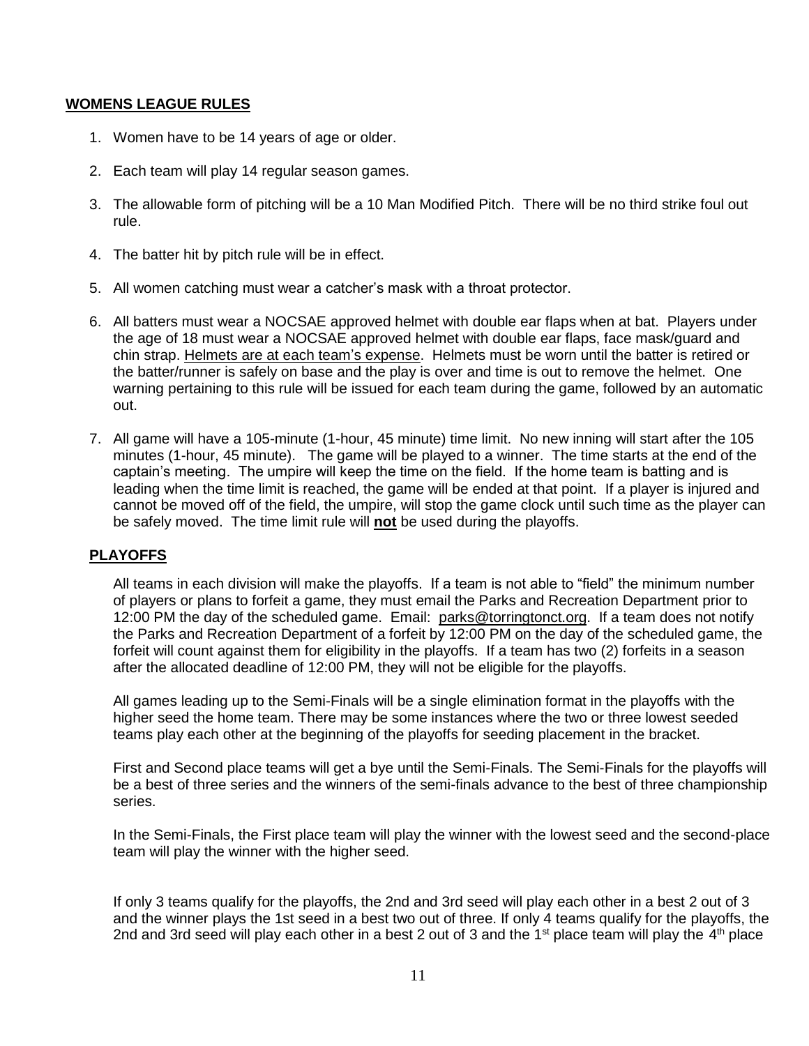## **WOMENS LEAGUE RULES**

1. Women have to be 14 years of age or older.

2. Each team will play 14 regular season games.

3. The allowable form of pitching will be a 10 Man Modified Pitch. There will be no third strike foul out rule.

4. The batter hit by pitch rule will be in effect.

5. All women catching must wear a catcher's mask with a throat protector.

6. All batters must wear a NOCSAE approved helmet with double ear flaps when at bat. Players under the age of 18 must wear a NOCSAE approved helmet with double ear flaps, face mask/guard and chin strap. Helmets are at each team's expense. Helmets must be worn until the batter is retired or the batter/runner is safely on base and the play is over and time is out to remove the helmet. One warning pertaining to this rule will be issued for each team during the game, followed by an automatic out.

7. All game will have a 105-minute (1-hour, 45 minute) time limit. No new inning will start after the 105 minutes (1-hour, 45 minute). The game will be played to a winner. The time starts at the end of the captain's meeting. The umpire will keep the time on the field. If the home team is batting and is leading when the time limit is reached, the game will be ended at that point. If a player is injured and cannot be moved off of the field, the umpire, will stop the game clock until such time as the player can be safely moved. The time limit rule will **not** be used during the playoffs.

## **PLAYOFFS**

All teams in each division will make the playoffs. If a team is not able to "field" the minimum number of players or plans to forfeit a game, they must email the Parks and Recreation Department prior to 12:00 PM the day of the scheduled game. Email: parks@torringtonct.org. If a team does not notify the Parks and Recreation Department of a forfeit by 12:00 PM on the day of the scheduled game, the forfeit will count against them for eligibility in the playoffs. If a team has two (2) forfeits in a season after the allocated deadline of 12:00 PM, they will not be eligible for the playoffs.

All games leading up to the Semi-Finals will be a single elimination format in the playoffs with the higher seed the home team. There may be some instances where the two or three lowest seeded teams play each other at the beginning of the playoffs for seeding placement in the bracket.

First and Second place teams will get a bye until the Semi-Finals. The Semi-Finals for the playoffs will be a best of three series and the winners of the semi-finals advance to the best of three championship series.

In the Semi-Finals, the First place team will play the winner with the lowest seed and the second-place team will play the winner with the higher seed.

If only 3 teams qualify for the playoffs, the 2nd and 3rd seed will play each other in a best 2 out of 3 and the winner plays the 1st seed in a best two out of three. If only 4 teams qualify for the playoffs, the 2nd and 3rd seed will play each other in a best 2 out of 3 and the 1st place team will play the 4th place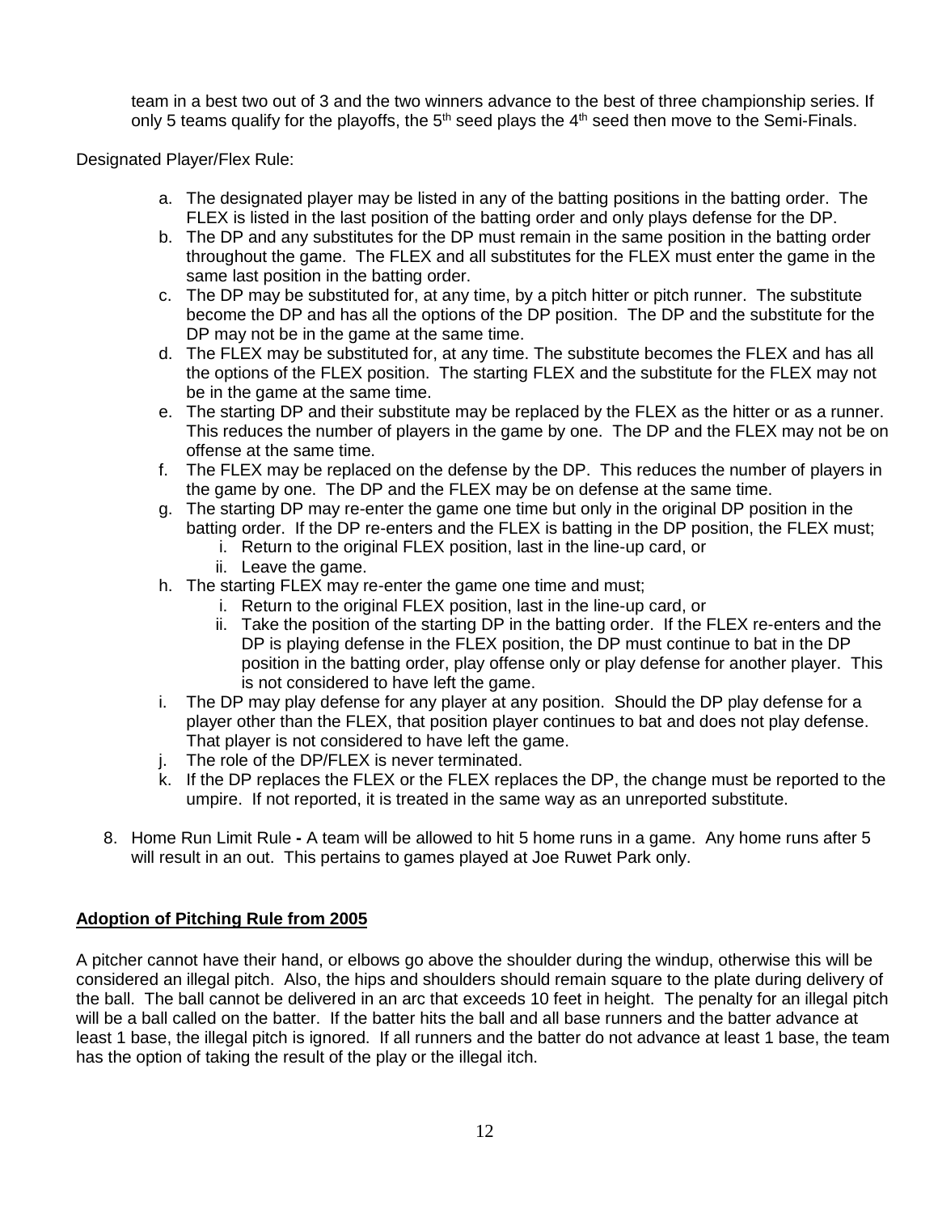team in a best two out of 3 and the two winners advance to the best of three championship series. If only 5 teams qualify for the playoffs, the 5th seed plays the 4th seed then move to the Semi-Finals.

Designated Player/Flex Rule:

a. The designated player may be listed in any of the batting positions in the batting order. The FLEX is listed in the last position of the batting order and only plays defense for the DP.
b. The DP and any substitutes for the DP must remain in the same position in the batting order throughout the game. The FLEX and all substitutes for the FLEX must enter the game in the same last position in the batting order.
c. The DP may be substituted for, at any time, by a pitch hitter or pitch runner. The substitute become the DP and has all the options of the DP position. The DP and the substitute for the DP may not be in the game at the same time.
d. The FLEX may be substituted for, at any time. The substitute becomes the FLEX and has all the options of the FLEX position. The starting FLEX and the substitute for the FLEX may not be in the game at the same time.
e. The starting DP and their substitute may be replaced by the FLEX as the hitter or as a runner. This reduces the number of players in the game by one. The DP and the FLEX may not be on offense at the same time.
f. The FLEX may be replaced on the defense by the DP. This reduces the number of players in the game by one. The DP and the FLEX may be on defense at the same time.
g. The starting DP may re-enter the game one time but only in the original DP position in the batting order. If the DP re-enters and the FLEX is batting in the DP position, the FLEX must;
    i. Return to the original FLEX position, last in the line-up card, or
    ii. Leave the game.
h. The starting FLEX may re-enter the game one time and must;
    i. Return to the original FLEX position, last in the line-up card, or
    ii. Take the position of the starting DP in the batting order. If the FLEX re-enters and the DP is playing defense in the FLEX position, the DP must continue to bat in the DP position in the batting order, play offense only or play defense for another player. This is not considered to have left the game.
i. The DP may play defense for any player at any position. Should the DP play defense for a player other than the FLEX, that position player continues to bat and does not play defense. That player is not considered to have left the game.
j. The role of the DP/FLEX is never terminated.
k. If the DP replaces the FLEX or the FLEX replaces the DP, the change must be reported to the umpire. If not reported, it is treated in the same way as an unreported substitute.

8. Home Run Limit Rule **-** A team will be allowed to hit 5 home runs in a game. Any home runs after 5 will result in an out. This pertains to games played at Joe Ruwet Park only.

**Adoption of Pitching Rule from 2005**

A pitcher cannot have their hand, or elbows go above the shoulder during the windup, otherwise this will be considered an illegal pitch. Also, the hips and shoulders should remain square to the plate during delivery of the ball. The ball cannot be delivered in an arc that exceeds 10 feet in height. The penalty for an illegal pitch will be a ball called on the batter. If the batter hits the ball and all base runners and the batter advance at least 1 base, the illegal pitch is ignored. If all runners and the batter do not advance at least 1 base, the team has the option of taking the result of the play or the illegal itch.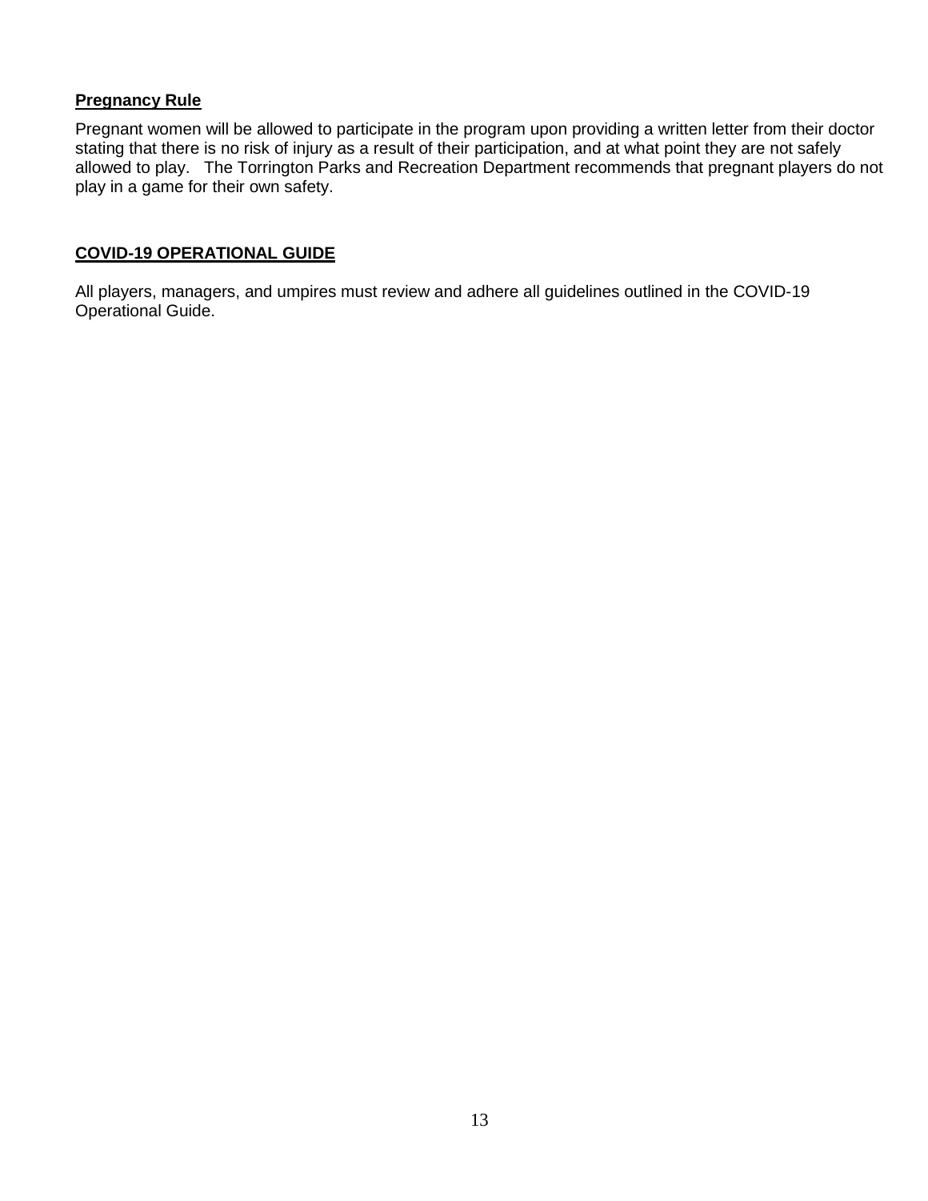**Pregnancy Rule**

Pregnant women will be allowed to participate in the program upon providing a written letter from their doctor stating that there is no risk of injury as a result of their participation, and at what point they are not safely allowed to play. The Torrington Parks and Recreation Department recommends that pregnant players do not play in a game for their own safety.

**COVID-19 OPERATIONAL GUIDE**

All players, managers, and umpires must review and adhere all guidelines outlined in the COVID-19 Operational Guide.